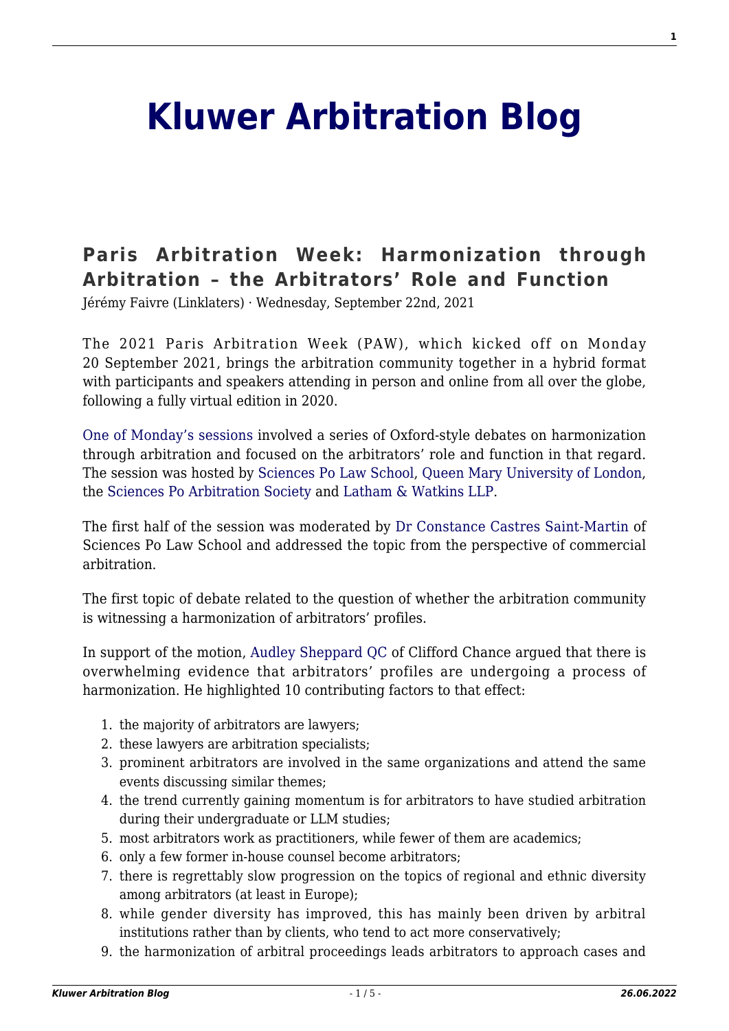# Kluwer Arbitration Blog

## Paris Arbitration Week: Harmonization through Arbitration – the Arbitrators' Role and Function

Jérémy Faivre (Linklaters) · Wednesday, September 22nd, 2021

The 2021 Paris Arbitration Week (PAW), which kicked off on Monday 20 September 2021, brings the arbitration community together in a hybrid format with participants and speakers attending in person and online from all over the globe, following a fully virtual edition in 2020.

One of Monday's sessions involved a series of Oxford-style debates on harmonization through arbitration and focused on the arbitrators' role and function in that regard. The session was hosted by Sciences Po Law School, Queen Mary University of London, the Sciences Po Arbitration Society and Latham & Watkins LLP.

The first half of the session was moderated by Dr Constance Castres Saint-Martin of Sciences Po Law School and addressed the topic from the perspective of commercial arbitration.

The first topic of debate related to the question of whether the arbitration community is witnessing a harmonization of arbitrators' profiles.

In support of the motion, Audley Sheppard QC of Clifford Chance argued that there is overwhelming evidence that arbitrators' profiles are undergoing a process of harmonization. He highlighted 10 contributing factors to that effect:

1. the majority of arbitrators are lawyers;
2. these lawyers are arbitration specialists;
3. prominent arbitrators are involved in the same organizations and attend the same events discussing similar themes;
4. the trend currently gaining momentum is for arbitrators to have studied arbitration during their undergraduate or LLM studies;
5. most arbitrators work as practitioners, while fewer of them are academics;
6. only a few former in-house counsel become arbitrators;
7. there is regrettably slow progression on the topics of regional and ethnic diversity among arbitrators (at least in Europe);
8. while gender diversity has improved, this has mainly been driven by arbitral institutions rather than by clients, who tend to act more conservatively;
9. the harmonization of arbitral proceedings leads arbitrators to approach cases and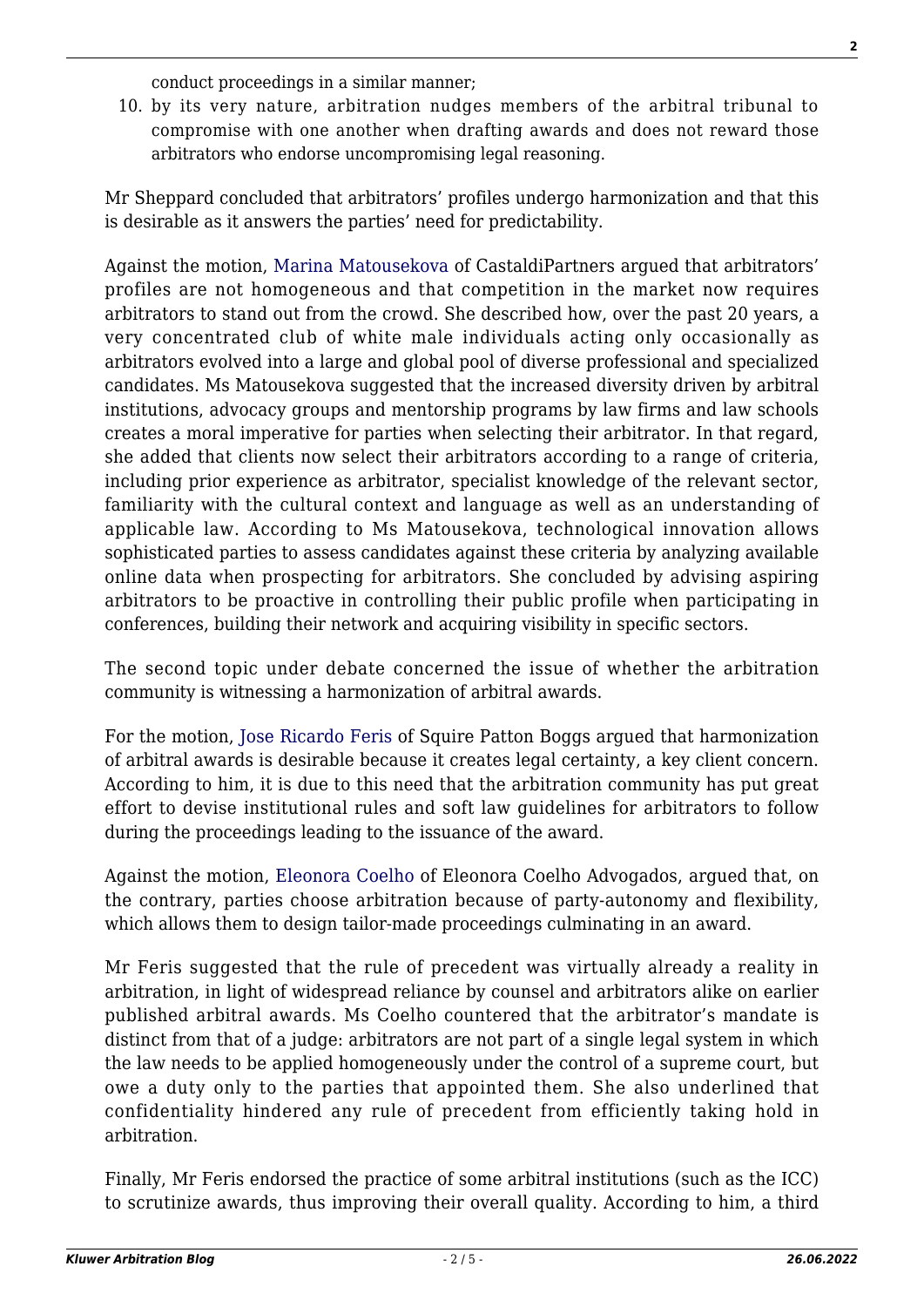conduct proceedings in a similar manner;

10. by its very nature, arbitration nudges members of the arbitral tribunal to compromise with one another when drafting awards and does not reward those arbitrators who endorse uncompromising legal reasoning.

Mr Sheppard concluded that arbitrators' profiles undergo harmonization and that this is desirable as it answers the parties' need for predictability.

Against the motion, Marina Matousekova of CastaldiPartners argued that arbitrators' profiles are not homogeneous and that competition in the market now requires arbitrators to stand out from the crowd. She described how, over the past 20 years, a very concentrated club of white male individuals acting only occasionally as arbitrators evolved into a large and global pool of diverse professional and specialized candidates. Ms Matousekova suggested that the increased diversity driven by arbitral institutions, advocacy groups and mentorship programs by law firms and law schools creates a moral imperative for parties when selecting their arbitrator. In that regard, she added that clients now select their arbitrators according to a range of criteria, including prior experience as arbitrator, specialist knowledge of the relevant sector, familiarity with the cultural context and language as well as an understanding of applicable law. According to Ms Matousekova, technological innovation allows sophisticated parties to assess candidates against these criteria by analyzing available online data when prospecting for arbitrators. She concluded by advising aspiring arbitrators to be proactive in controlling their public profile when participating in conferences, building their network and acquiring visibility in specific sectors.

The second topic under debate concerned the issue of whether the arbitration community is witnessing a harmonization of arbitral awards.

For the motion, Jose Ricardo Feris of Squire Patton Boggs argued that harmonization of arbitral awards is desirable because it creates legal certainty, a key client concern. According to him, it is due to this need that the arbitration community has put great effort to devise institutional rules and soft law guidelines for arbitrators to follow during the proceedings leading to the issuance of the award.

Against the motion, Eleonora Coelho of Eleonora Coelho Advogados, argued that, on the contrary, parties choose arbitration because of party-autonomy and flexibility, which allows them to design tailor-made proceedings culminating in an award.

Mr Feris suggested that the rule of precedent was virtually already a reality in arbitration, in light of widespread reliance by counsel and arbitrators alike on earlier published arbitral awards. Ms Coelho countered that the arbitrator's mandate is distinct from that of a judge: arbitrators are not part of a single legal system in which the law needs to be applied homogeneously under the control of a supreme court, but owe a duty only to the parties that appointed them. She also underlined that confidentiality hindered any rule of precedent from efficiently taking hold in arbitration.

Finally, Mr Feris endorsed the practice of some arbitral institutions (such as the ICC) to scrutinize awards, thus improving their overall quality. According to him, a third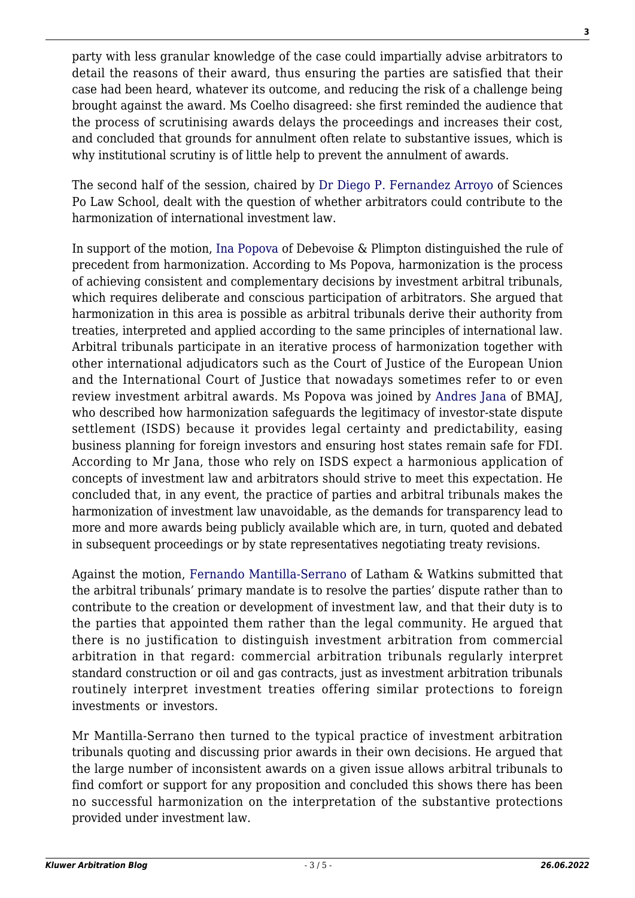party with less granular knowledge of the case could impartially advise arbitrators to detail the reasons of their award, thus ensuring the parties are satisfied that their case had been heard, whatever its outcome, and reducing the risk of a challenge being brought against the award. Ms Coelho disagreed: she first reminded the audience that the process of scrutinising awards delays the proceedings and increases their cost, and concluded that grounds for annulment often relate to substantive issues, which is why institutional scrutiny is of little help to prevent the annulment of awards.

The second half of the session, chaired by Dr Diego P. Fernandez Arroyo of Sciences Po Law School, dealt with the question of whether arbitrators could contribute to the harmonization of international investment law.

In support of the motion, Ina Popova of Debevoise & Plimpton distinguished the rule of precedent from harmonization. According to Ms Popova, harmonization is the process of achieving consistent and complementary decisions by investment arbitral tribunals, which requires deliberate and conscious participation of arbitrators. She argued that harmonization in this area is possible as arbitral tribunals derive their authority from treaties, interpreted and applied according to the same principles of international law. Arbitral tribunals participate in an iterative process of harmonization together with other international adjudicators such as the Court of Justice of the European Union and the International Court of Justice that nowadays sometimes refer to or even review investment arbitral awards. Ms Popova was joined by Andres Jana of BMAJ, who described how harmonization safeguards the legitimacy of investor-state dispute settlement (ISDS) because it provides legal certainty and predictability, easing business planning for foreign investors and ensuring host states remain safe for FDI. According to Mr Jana, those who rely on ISDS expect a harmonious application of concepts of investment law and arbitrators should strive to meet this expectation. He concluded that, in any event, the practice of parties and arbitral tribunals makes the harmonization of investment law unavoidable, as the demands for transparency lead to more and more awards being publicly available which are, in turn, quoted and debated in subsequent proceedings or by state representatives negotiating treaty revisions.

Against the motion, Fernando Mantilla-Serrano of Latham & Watkins submitted that the arbitral tribunals' primary mandate is to resolve the parties' dispute rather than to contribute to the creation or development of investment law, and that their duty is to the parties that appointed them rather than the legal community. He argued that there is no justification to distinguish investment arbitration from commercial arbitration in that regard: commercial arbitration tribunals regularly interpret standard construction or oil and gas contracts, just as investment arbitration tribunals routinely interpret investment treaties offering similar protections to foreign investments or investors.

Mr Mantilla-Serrano then turned to the typical practice of investment arbitration tribunals quoting and discussing prior awards in their own decisions. He argued that the large number of inconsistent awards on a given issue allows arbitral tribunals to find comfort or support for any proposition and concluded this shows there has been no successful harmonization on the interpretation of the substantive protections provided under investment law.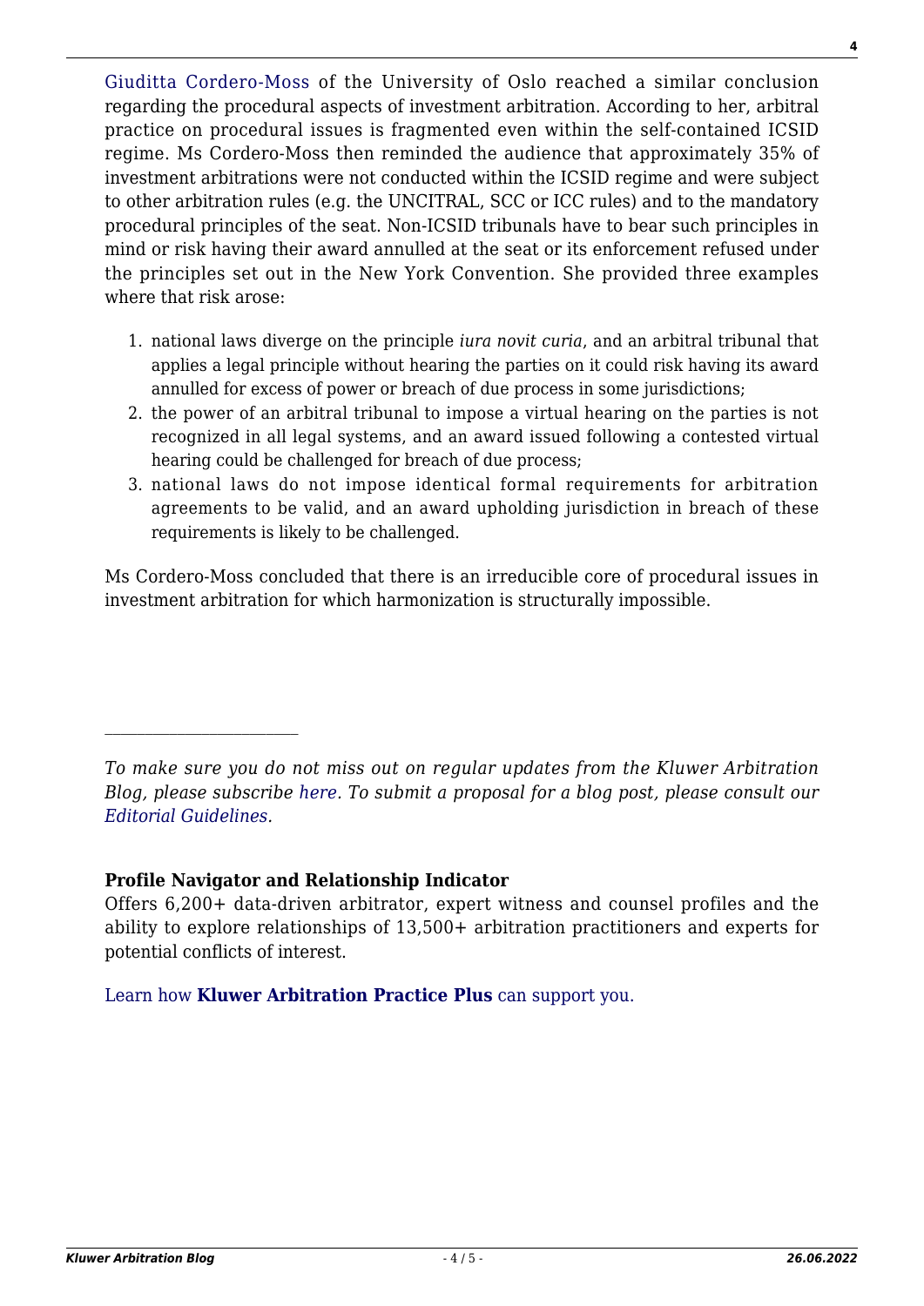Giuditta Cordero-Moss of the University of Oslo reached a similar conclusion regarding the procedural aspects of investment arbitration. According to her, arbitral practice on procedural issues is fragmented even within the self-contained ICSID regime. Ms Cordero-Moss then reminded the audience that approximately 35% of investment arbitrations were not conducted within the ICSID regime and were subject to other arbitration rules (e.g. the UNCITRAL, SCC or ICC rules) and to the mandatory procedural principles of the seat. Non-ICSID tribunals have to bear such principles in mind or risk having their award annulled at the seat or its enforcement refused under the principles set out in the New York Convention. She provided three examples where that risk arose:

1. national laws diverge on the principle *iura novit curia*, and an arbitral tribunal that applies a legal principle without hearing the parties on it could risk having its award annulled for excess of power or breach of due process in some jurisdictions;
2. the power of an arbitral tribunal to impose a virtual hearing on the parties is not recognized in all legal systems, and an award issued following a contested virtual hearing could be challenged for breach of due process;
3. national laws do not impose identical formal requirements for arbitration agreements to be valid, and an award upholding jurisdiction in breach of these requirements is likely to be challenged.

Ms Cordero-Moss concluded that there is an irreducible core of procedural issues in investment arbitration for which harmonization is structurally impossible.

---

*To make sure you do not miss out on regular updates from the Kluwer Arbitration Blog, please subscribe here. To submit a proposal for a blog post, please consult our Editorial Guidelines.*

**Profile Navigator and Relationship Indicator**

Offers 6,200+ data-driven arbitrator, expert witness and counsel profiles and the ability to explore relationships of 13,500+ arbitration practitioners and experts for potential conflicts of interest.

Learn how **Kluwer Arbitration Practice Plus** can support you.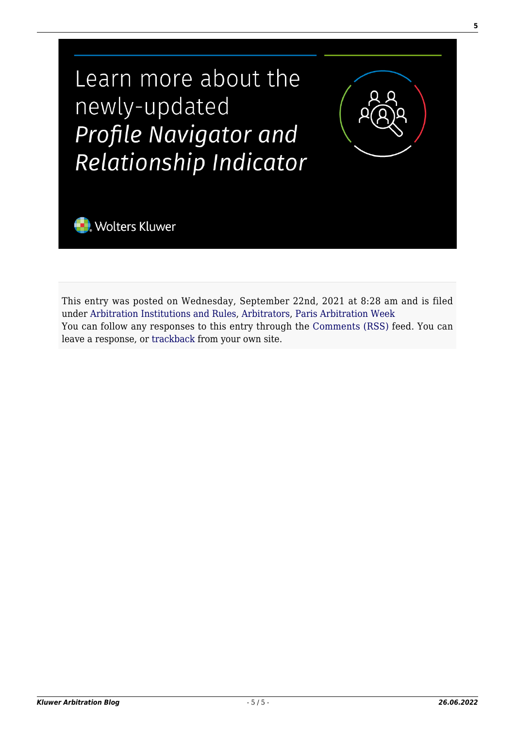Learn more about the newly-updated *Profile Navigator and Relationship Indicator*

Wolters Kluwer

This entry was posted on Wednesday, September 22nd, 2021 at 8:28 am and is filed under Arbitration Institutions and Rules, Arbitrators, Paris Arbitration Week
You can follow any responses to this entry through the Comments (RSS) feed. You can leave a response, or trackback from your own site.